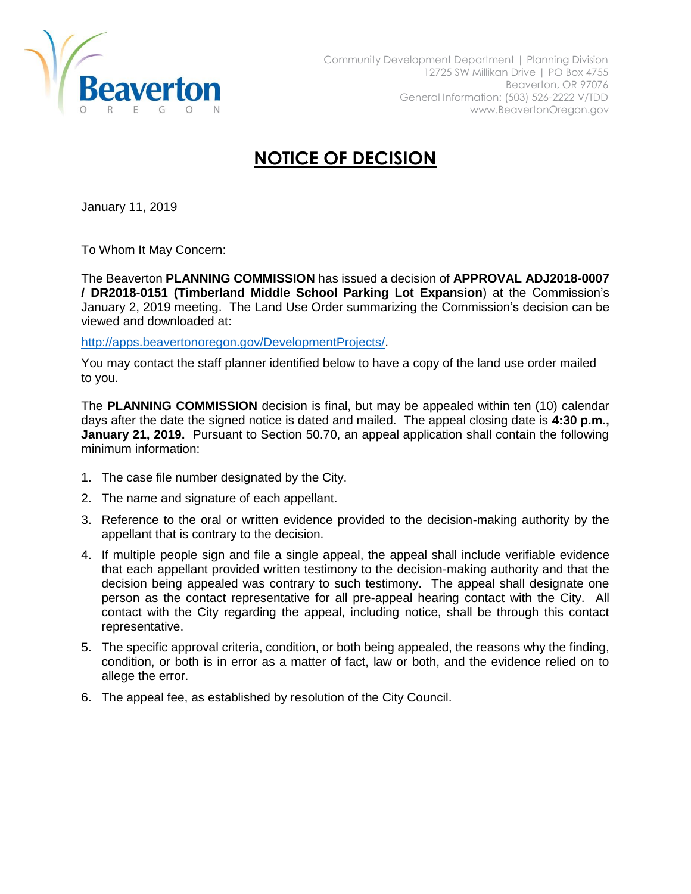Community Development Department | Planning Division
12725 SW Millikan Drive | PO Box 4755
Beaverton, OR 97076
General Information: (503) 526-2222 V/TDD
www.BeavertonOregon.gov

# NOTICE OF DECISION

January 11, 2019

To Whom It May Concern:

The Beaverton **PLANNING COMMISSION** has issued a decision of **APPROVAL ADJ2018-0007 / DR2018-0151 (Timberland Middle School Parking Lot Expansion**) at the Commission's January 2, 2019 meeting. The Land Use Order summarizing the Commission's decision can be viewed and downloaded at:

http://apps.beavertonoregon.gov/DevelopmentProjects/.

You may contact the staff planner identified below to have a copy of the land use order mailed to you.

The **PLANNING COMMISSION** decision is final, but may be appealed within ten (10) calendar days after the date the signed notice is dated and mailed. The appeal closing date is **4:30 p.m., January 21, 2019.** Pursuant to Section 50.70, an appeal application shall contain the following minimum information:

1. The case file number designated by the City.
2. The name and signature of each appellant.
3. Reference to the oral or written evidence provided to the decision-making authority by the appellant that is contrary to the decision.
4. If multiple people sign and file a single appeal, the appeal shall include verifiable evidence that each appellant provided written testimony to the decision-making authority and that the decision being appealed was contrary to such testimony. The appeal shall designate one person as the contact representative for all pre-appeal hearing contact with the City. All contact with the City regarding the appeal, including notice, shall be through this contact representative.
5. The specific approval criteria, condition, or both being appealed, the reasons why the finding, condition, or both is in error as a matter of fact, law or both, and the evidence relied on to allege the error.
6. The appeal fee, as established by resolution of the City Council.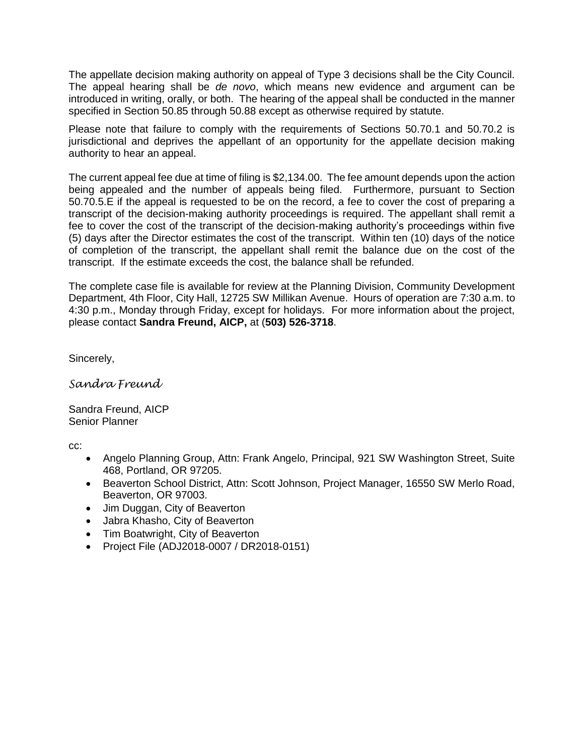The appellate decision making authority on appeal of Type 3 decisions shall be the City Council. The appeal hearing shall be *de novo*, which means new evidence and argument can be introduced in writing, orally, or both. The hearing of the appeal shall be conducted in the manner specified in Section 50.85 through 50.88 except as otherwise required by statute.

Please note that failure to comply with the requirements of Sections 50.70.1 and 50.70.2 is jurisdictional and deprives the appellant of an opportunity for the appellate decision making authority to hear an appeal.

The current appeal fee due at time of filing is $2,134.00. The fee amount depends upon the action being appealed and the number of appeals being filed. Furthermore, pursuant to Section 50.70.5.E if the appeal is requested to be on the record, a fee to cover the cost of preparing a transcript of the decision-making authority proceedings is required. The appellant shall remit a fee to cover the cost of the transcript of the decision-making authority's proceedings within five (5) days after the Director estimates the cost of the transcript. Within ten (10) days of the notice of completion of the transcript, the appellant shall remit the balance due on the cost of the transcript. If the estimate exceeds the cost, the balance shall be refunded.

The complete case file is available for review at the Planning Division, Community Development Department, 4th Floor, City Hall, 12725 SW Millikan Avenue. Hours of operation are 7:30 a.m. to 4:30 p.m., Monday through Friday, except for holidays. For more information about the project, please contact **Sandra Freund, AICP,** at (**503) 526-3718**.

Sincerely,

*Sandra Freund*

Sandra Freund, AICP
Senior Planner

cc:

- Angelo Planning Group, Attn: Frank Angelo, Principal, 921 SW Washington Street, Suite 468, Portland, OR 97205.
- Beaverton School District, Attn: Scott Johnson, Project Manager, 16550 SW Merlo Road, Beaverton, OR 97003.
- Jim Duggan, City of Beaverton
- Jabra Khasho, City of Beaverton
- Tim Boatwright, City of Beaverton
- Project File (ADJ2018-0007 / DR2018-0151)